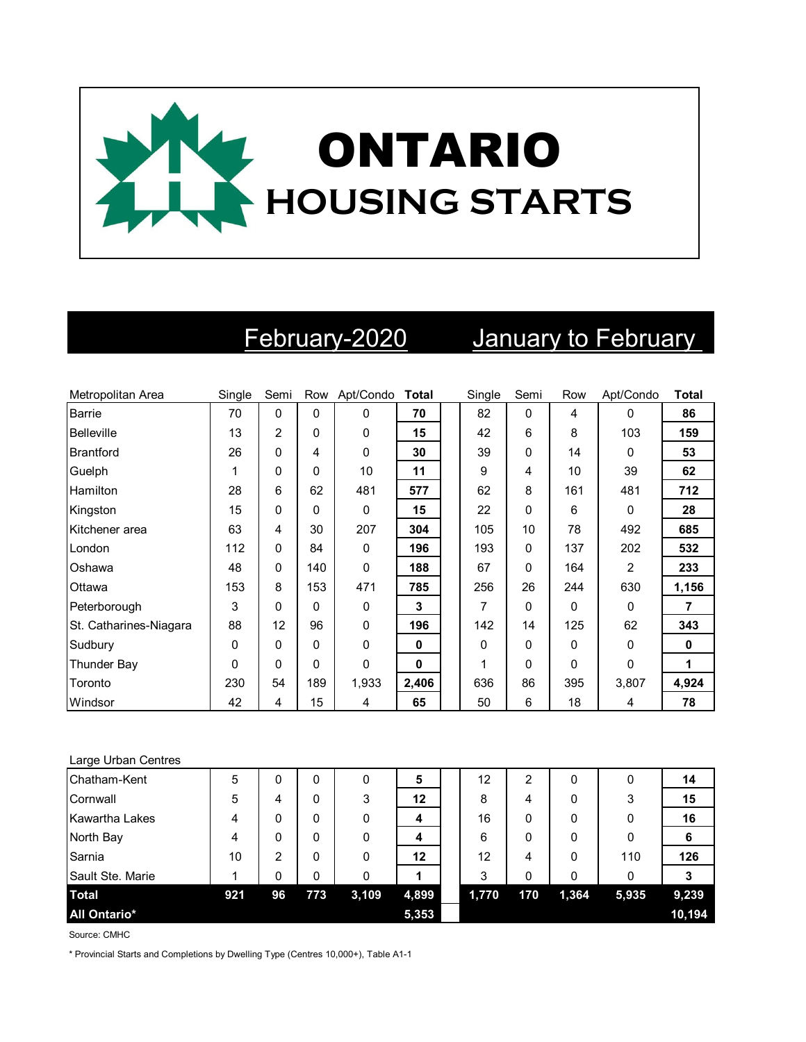# ONTARIO HOUSING STARTS

| | February-2020 | | | | | January to February | | | | |
|---|---|---|---|---|---|---|---|---|---|---|
| Metropolitan Area | Single | Semi | Row | Apt/Condo | **Total** | Single | Semi | Row | Apt/Condo | **Total** |
| Barrie | 70 | 0 | 0 | 0 | **70** | 82 | 0 | 4 | 0 | **86** |
| Belleville | 13 | 2 | 0 | 0 | **15** | 42 | 6 | 8 | 103 | **159** |
| Brantford | 26 | 0 | 4 | 0 | **30** | 39 | 0 | 14 | 0 | **53** |
| Guelph | 1 | 0 | 0 | 10 | **11** | 9 | 4 | 10 | 39 | **62** |
| Hamilton | 28 | 6 | 62 | 481 | **577** | 62 | 8 | 161 | 481 | **712** |
| Kingston | 15 | 0 | 0 | 0 | **15** | 22 | 0 | 6 | 0 | **28** |
| Kitchener area | 63 | 4 | 30 | 207 | **304** | 105 | 10 | 78 | 492 | **685** |
| London | 112 | 0 | 84 | 0 | **196** | 193 | 0 | 137 | 202 | **532** |
| Oshawa | 48 | 0 | 140 | 0 | **188** | 67 | 0 | 164 | 2 | **233** |
| Ottawa | 153 | 8 | 153 | 471 | **785** | 256 | 26 | 244 | 630 | **1,156** |
| Peterborough | 3 | 0 | 0 | 0 | **3** | 7 | 0 | 0 | 0 | **7** |
| St. Catharines-Niagara | 88 | 12 | 96 | 0 | **196** | 142 | 14 | 125 | 62 | **343** |
| Sudbury | 0 | 0 | 0 | 0 | **0** | 0 | 0 | 0 | 0 | **0** |
| Thunder Bay | 0 | 0 | 0 | 0 | **0** | 1 | 0 | 0 | 0 | **1** |
| Toronto | 230 | 54 | 189 | 1,933 | **2,406** | 636 | 86 | 395 | 3,807 | **4,924** |
| Windsor | 42 | 4 | 15 | 4 | **65** | 50 | 6 | 18 | 4 | **78** |
| Large Urban Centres | | | | | | | | | | |
| Chatham-Kent | 5 | 0 | 0 | 0 | **5** | 12 | 2 | 0 | 0 | **14** |
| Cornwall | 5 | 4 | 0 | 3 | **12** | 8 | 4 | 0 | 3 | **15** |
| Kawartha Lakes | 4 | 0 | 0 | 0 | **4** | 16 | 0 | 0 | 0 | **16** |
| North Bay | 4 | 0 | 0 | 0 | **4** | 6 | 0 | 0 | 0 | **6** |
| Sarnia | 10 | 2 | 0 | 0 | **12** | 12 | 4 | 0 | 110 | **126** |
| Sault Ste. Marie | 1 | 0 | 0 | 0 | **1** | 3 | 0 | 0 | 0 | **3** |
| **Total** | **921** | **96** | **773** | **3,109** | **4,899** | **1,770** | **170** | **1,364** | **5,935** | **9,239** |
| **All Ontario*** | | | | | **5,353** | | | | | **10,194** |

Source: CMHC

\* Provincial Starts and Completions by Dwelling Type (Centres 10,000+), Table A1-1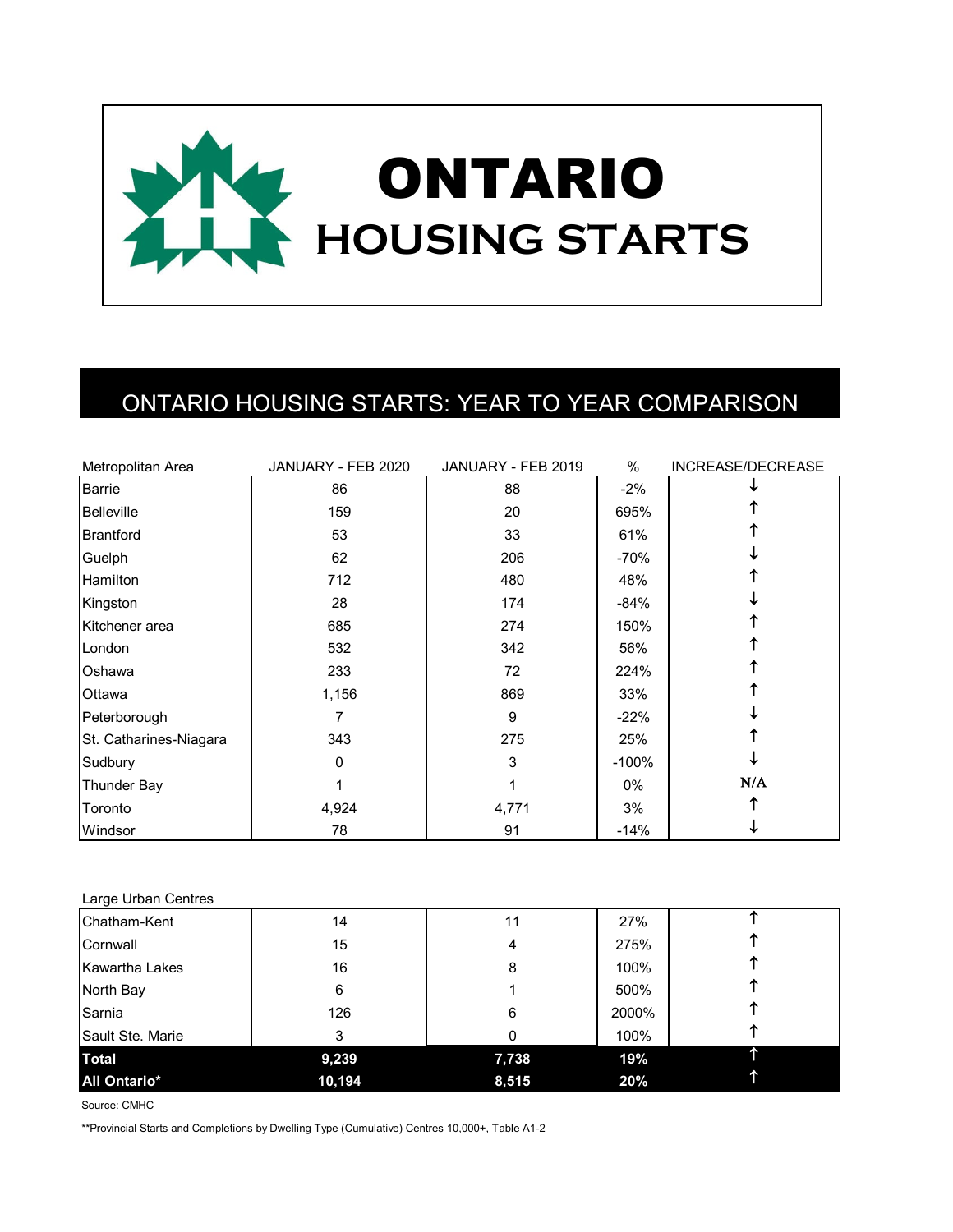# ONTARIO
## HOUSING STARTS

## ONTARIO HOUSING STARTS: YEAR TO YEAR COMPARISON

| Metropolitan Area | JANUARY - FEB 2020 | JANUARY - FEB 2019 | % | INCREASE/DECREASE |
|---|---|---|---|---|
| Barrie | 86 | 88 | -2% | ↓ |
| Belleville | 159 | 20 | 695% | ↑ |
| Brantford | 53 | 33 | 61% | ↑ |
| Guelph | 62 | 206 | -70% | ↓ |
| Hamilton | 712 | 480 | 48% | ↑ |
| Kingston | 28 | 174 | -84% | ↓ |
| Kitchener area | 685 | 274 | 150% | ↑ |
| London | 532 | 342 | 56% | ↑ |
| Oshawa | 233 | 72 | 224% | ↑ |
| Ottawa | 1,156 | 869 | 33% | ↑ |
| Peterborough | 7 | 9 | -22% | ↓ |
| St. Catharines-Niagara | 343 | 275 | 25% | ↑ |
| Sudbury | 0 | 3 | -100% | ↓ |
| Thunder Bay | 1 | 1 | 0% | N/A |
| Toronto | 4,924 | 4,771 | 3% | ↑ |
| Windsor | 78 | 91 | -14% | ↓ |
| **Large Urban Centres** | | | | |
| Chatham-Kent | 14 | 11 | 27% | ↑ |
| Cornwall | 15 | 4 | 275% | ↑ |
| Kawartha Lakes | 16 | 8 | 100% | ↑ |
| North Bay | 6 | 1 | 500% | ↑ |
| Sarnia | 126 | 6 | 2000% | ↑ |
| Sault Ste. Marie | 3 | 0 | 100% | ↑ |
| **Total** | **9,239** | **7,738** | **19%** | ↑ |
| **All Ontario*** | **10,194** | **8,515** | **20%** | ↑ |

Source: CMHC

**Provincial Starts and Completions by Dwelling Type (Cumulative) Centres 10,000+, Table A1-2